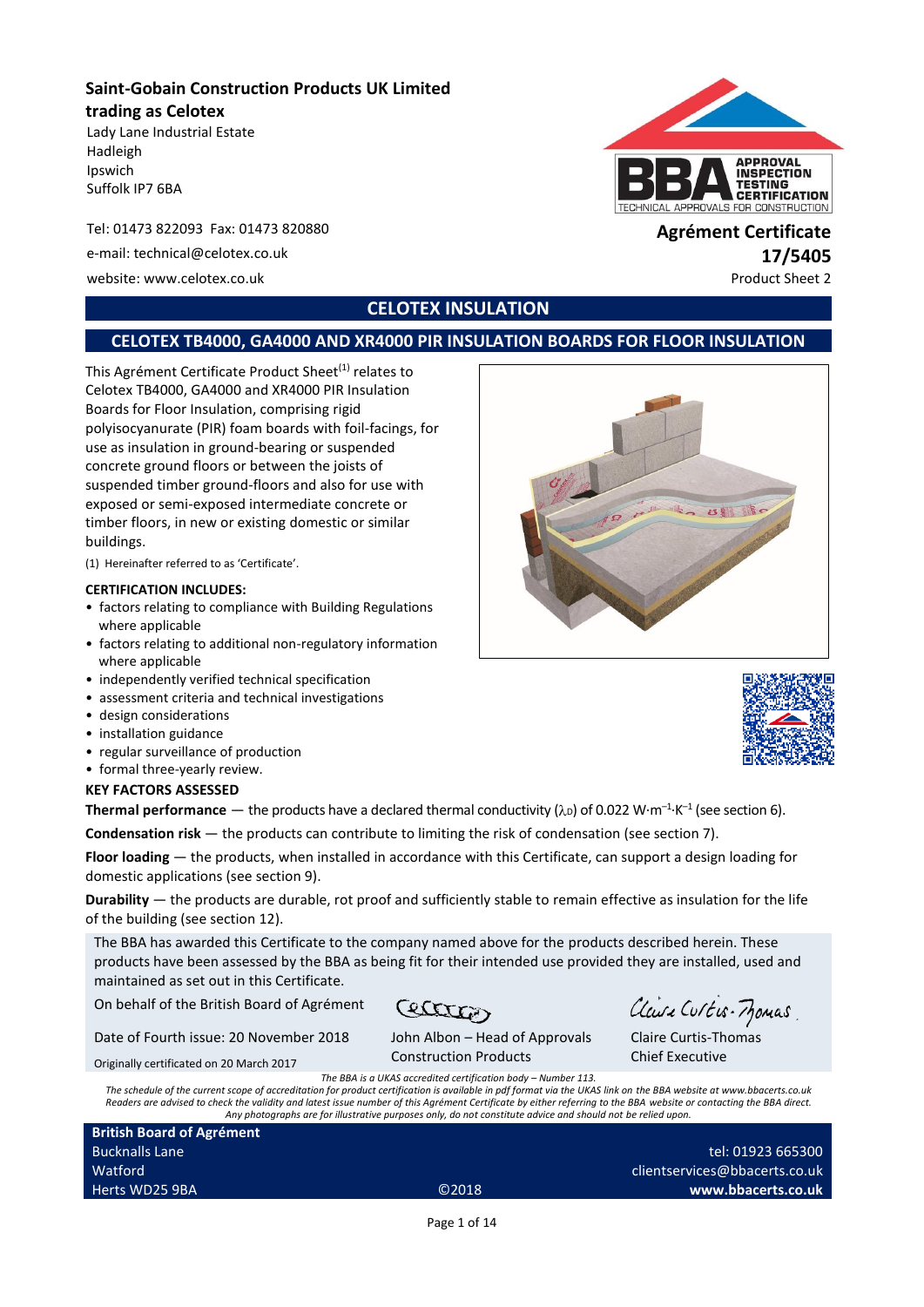**Saint-Gobain Construction Products UK Limited trading as Celotex**

Lady Lane Industrial Estate
Hadleigh
Ipswich
Suffolk IP7 6BA

Tel: 01473 822093 Fax: 01473 820880

e-mail: technical@celotex.co.uk

website: www.celotex.co.uk

**Agrément Certificate**
**17/5405**
Product Sheet 2

# CELOTEX INSULATION

## CELOTEX TB4000, GA4000 AND XR4000 PIR INSULATION BOARDS FOR FLOOR INSULATION

This Agrément Certificate Product Sheet[1] relates to Celotex TB4000, GA4000 and XR4000 PIR Insulation Boards for Floor Insulation, comprising rigid polyisocyanurate (PIR) foam boards with foil-facings, for use as insulation in ground-bearing or suspended concrete ground floors or between the joists of suspended timber ground-floors and also for use with exposed or semi-exposed intermediate concrete or timber floors, in new or existing domestic or similar buildings.

(1) Hereinafter referred to as 'Certificate'.

**CERTIFICATION INCLUDES:**

- factors relating to compliance with Building Regulations where applicable
- factors relating to additional non-regulatory information where applicable
- independently verified technical specification
- assessment criteria and technical investigations
- design considerations
- installation guidance
- regular surveillance of production
- formal three-yearly review.

**KEY FACTORS ASSESSED**

**Thermal performance** — the products have a declared thermal conductivity ($\lambda_D$) of 0.022 $W{\cdot}m^{-1}{\cdot}K^{-1}$ (see section 6).

**Condensation risk** — the products can contribute to limiting the risk of condensation (see section 7).

**Floor loading** — the products, when installed in accordance with this Certificate, can support a design loading for domestic applications (see section 9).

**Durability** — the products are durable, rot proof and sufficiently stable to remain effective as insulation for the life of the building (see section 12).

The BBA has awarded this Certificate to the company named above for the products described herein. These products have been assessed by the BBA as being fit for their intended use provided they are installed, used and maintained as set out in this Certificate.

On behalf of the British Board of Agrément

Date of Fourth issue: 20 November 2018

Originally certificated on 20 March 2017

John Albon – Head of Approvals
Construction Products

Claire Curtis-Thomas
Chief Executive

*The BBA is a UKAS accredited certification body – Number 113.*
*The schedule of the current scope of accreditation for product certification is available in pdf format via the UKAS link on the BBA website at www.bbacerts.co.uk*
*Readers are advised to check the validity and latest issue number of this Agrément Certificate by either referring to the BBA website or contacting the BBA direct.*
*Any photographs are for illustrative purposes only, do not constitute advice and should not be relied upon.*

**British Board of Agrément**
Bucknalls Lane
Watford
Herts WD25 9BA

©2018

tel: 01923 665300
clientservices@bbacerts.co.uk
**www.bbacerts.co.uk**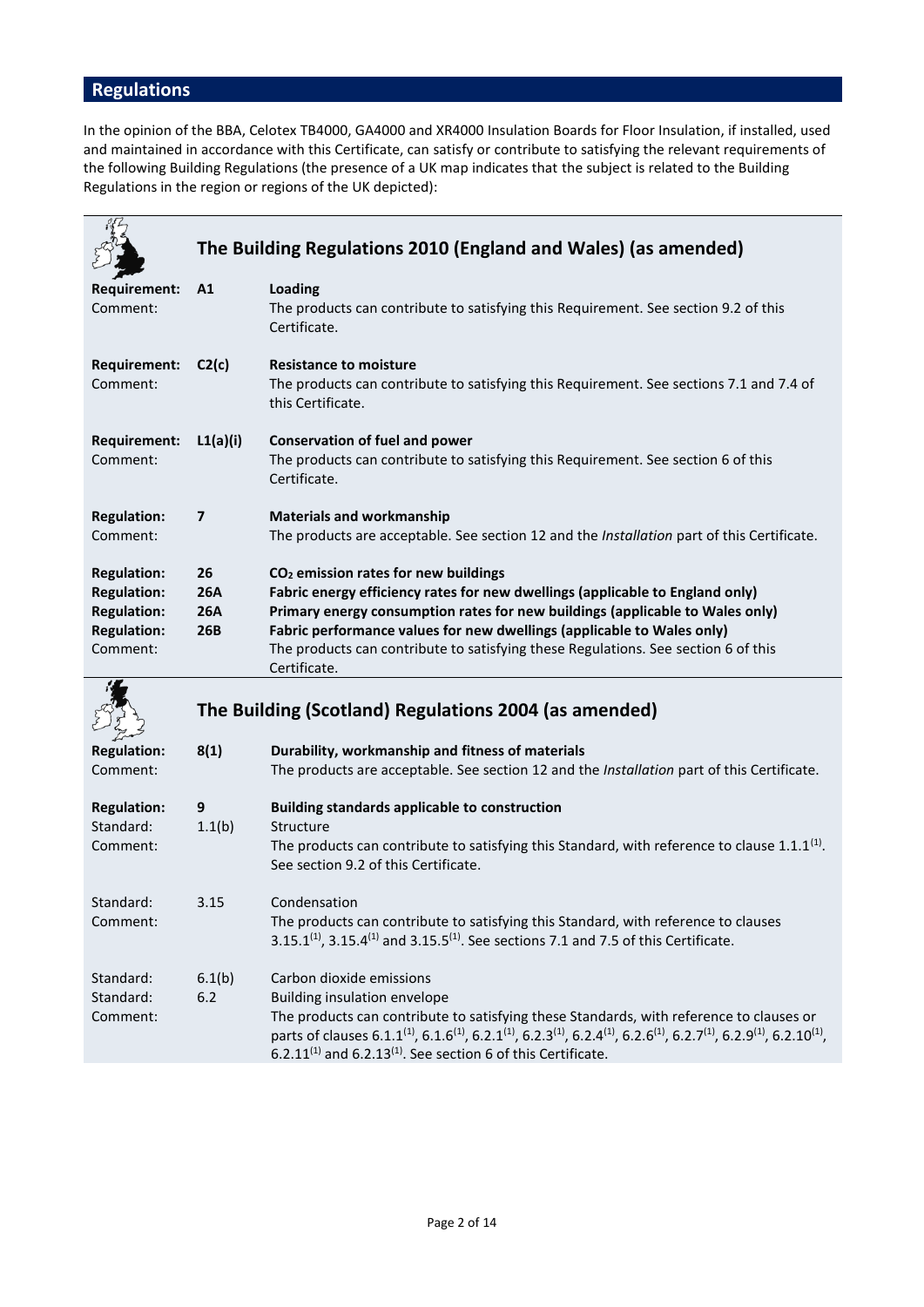## Regulations

In the opinion of the BBA, Celotex TB4000, GA4000 and XR4000 Insulation Boards for Floor Insulation, if installed, used and maintained in accordance with this Certificate, can satisfy or contribute to satisfying the relevant requirements of the following Building Regulations (the presence of a UK map indicates that the subject is related to the Building Regulations in the region or regions of the UK depicted):

### The Building Regulations 2010 (England and Wales) (as amended)

| | | |
|---|---|---|
| **Requirement:** | **A1** | **Loading** |
| Comment: | | The products can contribute to satisfying this Requirement. See section 9.2 of this Certificate. |
| **Requirement:** | **C2(c)** | **Resistance to moisture** |
| Comment: | | The products can contribute to satisfying this Requirement. See sections 7.1 and 7.4 of this Certificate. |
| **Requirement:** | **L1(a)(i)** | **Conservation of fuel and power** |
| Comment: | | The products can contribute to satisfying this Requirement. See section 6 of this Certificate. |
| **Regulation:** | **7** | **Materials and workmanship** |
| Comment: | | The products are acceptable. See section 12 and the *Installation* part of this Certificate. |
| **Regulation:** | **26** | **$CO_2$ emission rates for new buildings** |
| **Regulation:** | **26A** | **Fabric energy efficiency rates for new dwellings (applicable to England only)** |
| **Regulation:** | **26A** | **Primary energy consumption rates for new buildings (applicable to Wales only)** |
| **Regulation:** | **26B** | **Fabric performance values for new dwellings (applicable to Wales only)** |
| Comment: | | The products can contribute to satisfying these Regulations. See section 6 of this Certificate. |

### The Building (Scotland) Regulations 2004 (as amended)

| | | |
|---|---|---|
| **Regulation:** | **8(1)** | **Durability, workmanship and fitness of materials** |
| Comment: | | The products are acceptable. See section 12 and the *Installation* part of this Certificate. |
| **Regulation:** | **9** | **Building standards applicable to construction** |
| Standard: | 1.1(b) | Structure |
| Comment: | | The products can contribute to satisfying this Standard, with reference to clause 1.1.1(1). See section 9.2 of this Certificate. |
| Standard: | 3.15 | Condensation |
| Comment: | | The products can contribute to satisfying this Standard, with reference to clauses 3.15.1(1), 3.15.4(1) and 3.15.5(1). See sections 7.1 and 7.5 of this Certificate. |
| Standard: | 6.1(b) | Carbon dioxide emissions |
| Standard: | 6.2 | Building insulation envelope |
| Comment: | | The products can contribute to satisfying these Standards, with reference to clauses or parts of clauses 6.1.1(1), 6.1.6(1), 6.2.1(1), 6.2.3(1), 6.2.4(1), 6.2.6(1), 6.2.7(1), 6.2.9(1), 6.2.10(1), 6.2.11(1) and 6.2.13(1). See section 6 of this Certificate. |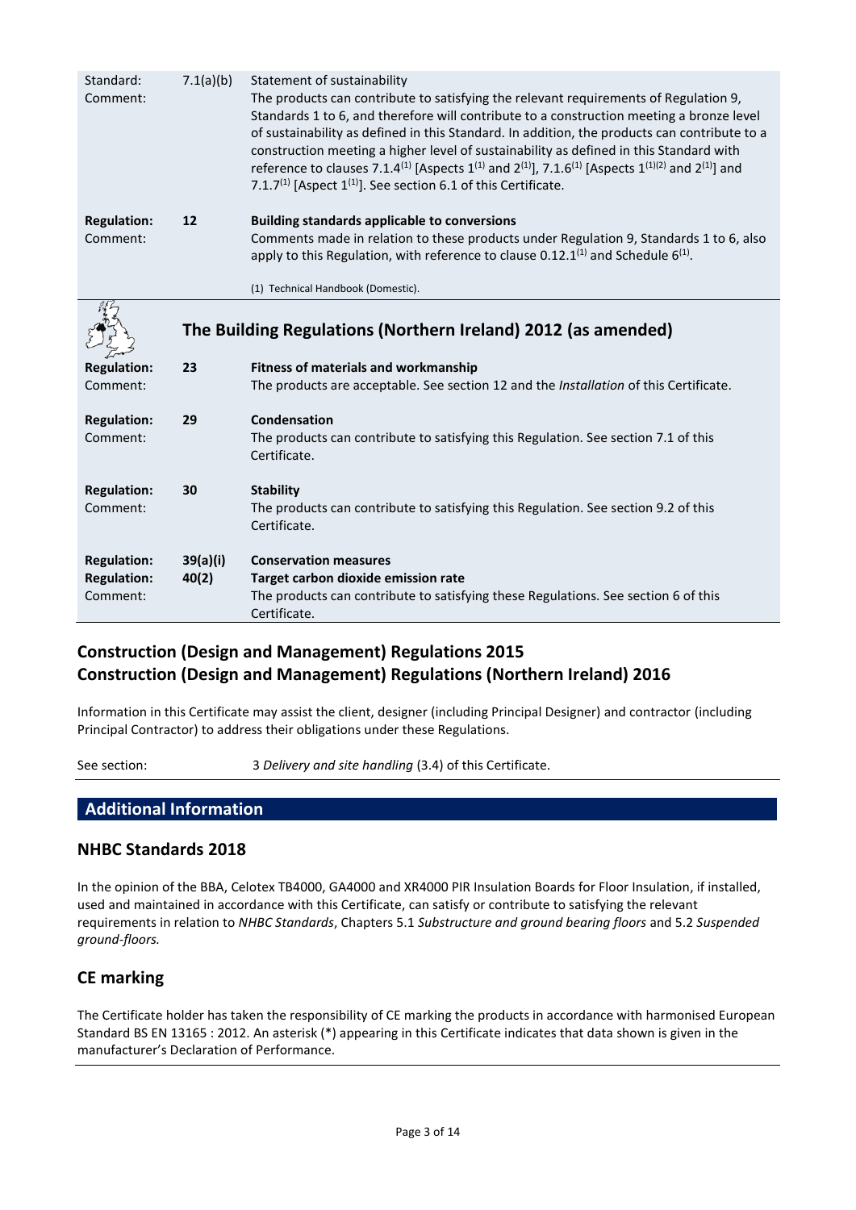| | | |
|---|---|---|
| Standard: | 7.1(a)(b) | Statement of sustainability |
| Comment: | | The products can contribute to satisfying the relevant requirements of Regulation 9, Standards 1 to 6, and therefore will contribute to a construction meeting a bronze level of sustainability as defined in this Standard. In addition, the products can contribute to a construction meeting a higher level of sustainability as defined in this Standard with reference to clauses 7.1.4[1] [Aspects 1[1] and 2[1]], 7.1.6[1] [Aspects 1[1][2] and 2[1]] and 7.1.7[1] [Aspect 1[1]]. See section 6.1 of this Certificate. |
| **Regulation:** | **12** | **Building standards applicable to conversions** |
| Comment: | | Comments made in relation to these products under Regulation 9, Standards 1 to 6, also apply to this Regulation, with reference to clause 0.12.1[1] and Schedule 6[1]. |
| | | (1) Technical Handbook (Domestic). |

## The Building Regulations (Northern Ireland) 2012 (as amended)

| | | |
|---|---|---|
| **Regulation:** | **23** | **Fitness of materials and workmanship** |
| Comment: | | The products are acceptable. See section 12 and the *Installation* of this Certificate. |
| **Regulation:** | **29** | **Condensation** |
| Comment: | | The products can contribute to satisfying this Regulation. See section 7.1 of this Certificate. |
| **Regulation:** | **30** | **Stability** |
| Comment: | | The products can contribute to satisfying this Regulation. See section 9.2 of this Certificate. |
| **Regulation:** | **39(a)(i)** | **Conservation measures** |
| **Regulation:** | **40(2)** | **Target carbon dioxide emission rate** |
| Comment: | | The products can contribute to satisfying these Regulations. See section 6 of this Certificate. |

## Construction (Design and Management) Regulations 2015
## Construction (Design and Management) Regulations (Northern Ireland) 2016

Information in this Certificate may assist the client, designer (including Principal Designer) and contractor (including Principal Contractor) to address their obligations under these Regulations.

See section: 3 *Delivery and site handling* (3.4) of this Certificate.

## Additional Information

### NHBC Standards 2018

In the opinion of the BBA, Celotex TB4000, GA4000 and XR4000 PIR Insulation Boards for Floor Insulation, if installed, used and maintained in accordance with this Certificate, can satisfy or contribute to satisfying the relevant requirements in relation to *NHBC Standards*, Chapters 5.1 *Substructure and ground bearing floors* and 5.2 *Suspended ground-floors.*

### CE marking

The Certificate holder has taken the responsibility of CE marking the products in accordance with harmonised European Standard BS EN 13165 : 2012. An asterisk (*) appearing in this Certificate indicates that data shown is given in the manufacturer's Declaration of Performance.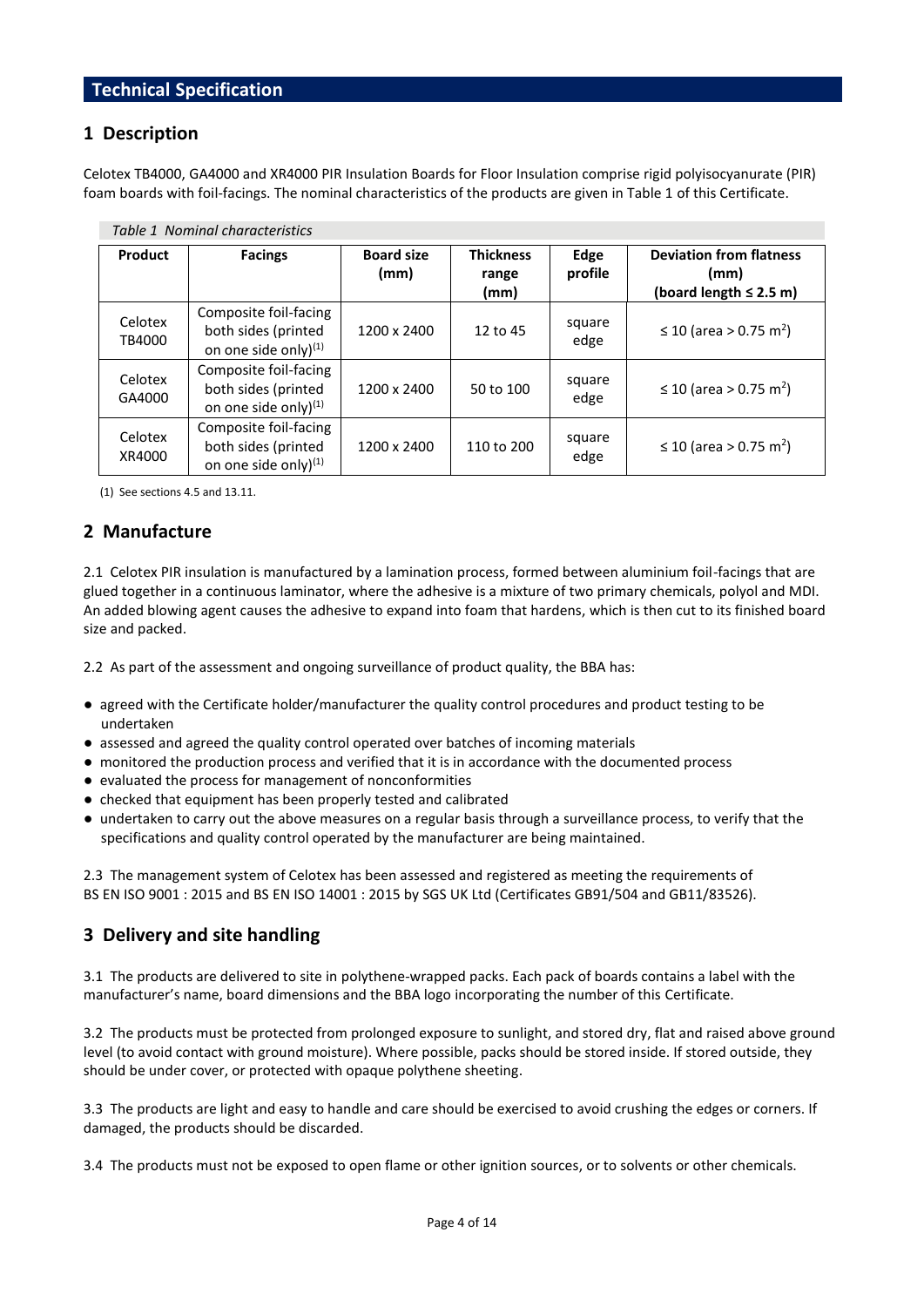## Technical Specification

## 1 Description

Celotex TB4000, GA4000 and XR4000 PIR Insulation Boards for Floor Insulation comprise rigid polyisocyanurate (PIR) foam boards with foil-facings. The nominal characteristics of the products are given in Table 1 of this Certificate.

*Table 1 Nominal characteristics*

| Product | Facings | Board size (mm) | Thickness range (mm) | Edge profile | Deviation from flatness (mm) (board length ≤ 2.5 m) |
|---|---|---|---|---|---|
| Celotex TB4000 | Composite foil-facing both sides (printed on one side only)[(1)] | 1200 x 2400 | 12 to 45 | square edge | ≤ 10 (area > 0.75 $m^2$) |
| Celotex GA4000 | Composite foil-facing both sides (printed on one side only)[(1)] | 1200 x 2400 | 50 to 100 | square edge | ≤ 10 (area > 0.75 $m^2$) |
| Celotex XR4000 | Composite foil-facing both sides (printed on one side only)[(1)] | 1200 x 2400 | 110 to 200 | square edge | ≤ 10 (area > 0.75 $m^2$) |

(1) See sections 4.5 and 13.11.

## 2 Manufacture

2.1 Celotex PIR insulation is manufactured by a lamination process, formed between aluminium foil-facings that are glued together in a continuous laminator, where the adhesive is a mixture of two primary chemicals, polyol and MDI. An added blowing agent causes the adhesive to expand into foam that hardens, which is then cut to its finished board size and packed.

2.2 As part of the assessment and ongoing surveillance of product quality, the BBA has:

- agreed with the Certificate holder/manufacturer the quality control procedures and product testing to be undertaken
- assessed and agreed the quality control operated over batches of incoming materials
- monitored the production process and verified that it is in accordance with the documented process
- evaluated the process for management of nonconformities
- checked that equipment has been properly tested and calibrated
- undertaken to carry out the above measures on a regular basis through a surveillance process, to verify that the specifications and quality control operated by the manufacturer are being maintained.

2.3 The management system of Celotex has been assessed and registered as meeting the requirements of BS EN ISO 9001 : 2015 and BS EN ISO 14001 : 2015 by SGS UK Ltd (Certificates GB91/504 and GB11/83526).

## 3 Delivery and site handling

3.1 The products are delivered to site in polythene-wrapped packs. Each pack of boards contains a label with the manufacturer's name, board dimensions and the BBA logo incorporating the number of this Certificate.

3.2 The products must be protected from prolonged exposure to sunlight, and stored dry, flat and raised above ground level (to avoid contact with ground moisture). Where possible, packs should be stored inside. If stored outside, they should be under cover, or protected with opaque polythene sheeting.

3.3 The products are light and easy to handle and care should be exercised to avoid crushing the edges or corners. If damaged, the products should be discarded.

3.4 The products must not be exposed to open flame or other ignition sources, or to solvents or other chemicals.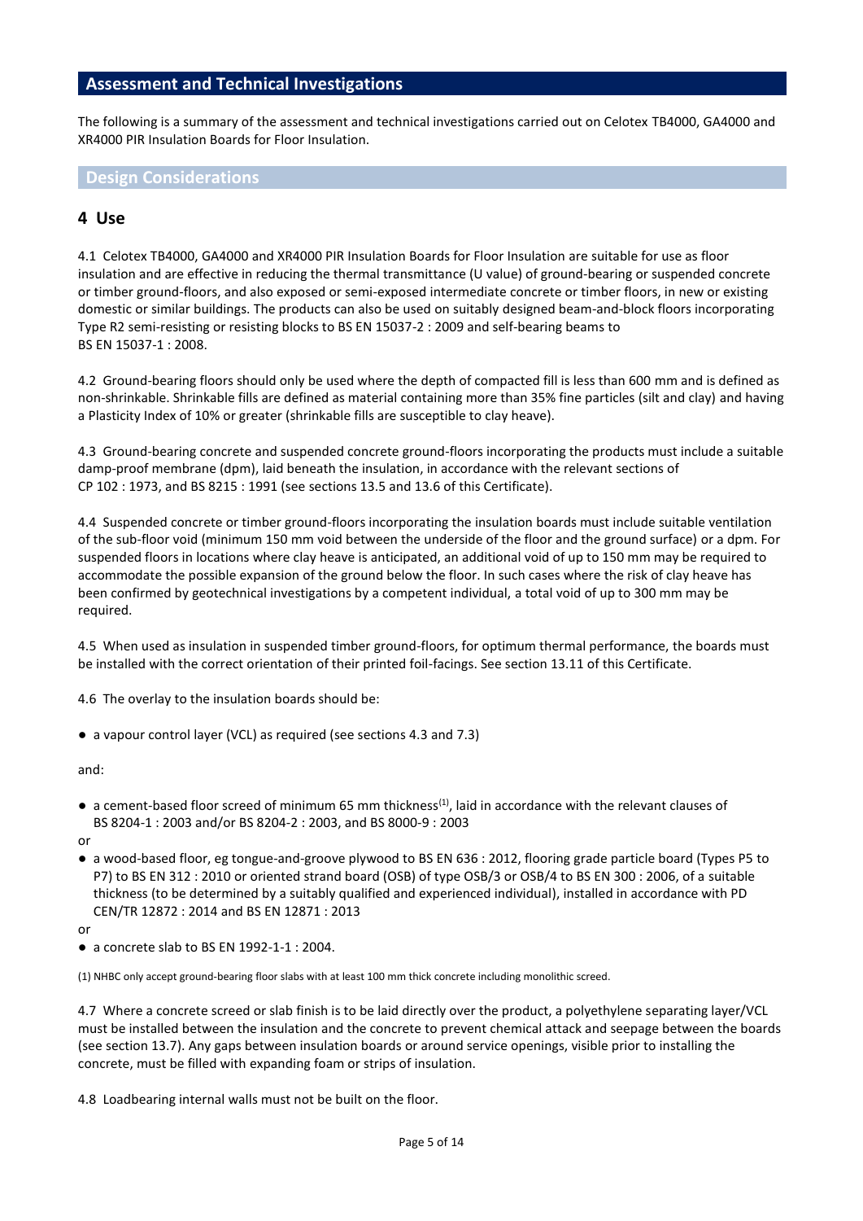## Assessment and Technical Investigations

The following is a summary of the assessment and technical investigations carried out on Celotex TB4000, GA4000 and XR4000 PIR Insulation Boards for Floor Insulation.

### Design Considerations

## 4 Use

4.1 Celotex TB4000, GA4000 and XR4000 PIR Insulation Boards for Floor Insulation are suitable for use as floor insulation and are effective in reducing the thermal transmittance (U value) of ground-bearing or suspended concrete or timber ground-floors, and also exposed or semi-exposed intermediate concrete or timber floors, in new or existing domestic or similar buildings. The products can also be used on suitably designed beam-and-block floors incorporating Type R2 semi-resisting or resisting blocks to BS EN 15037-2 : 2009 and self-bearing beams to BS EN 15037-1 : 2008.

4.2 Ground-bearing floors should only be used where the depth of compacted fill is less than 600 mm and is defined as non-shrinkable. Shrinkable fills are defined as material containing more than 35% fine particles (silt and clay) and having a Plasticity Index of 10% or greater (shrinkable fills are susceptible to clay heave).

4.3 Ground-bearing concrete and suspended concrete ground-floors incorporating the products must include a suitable damp-proof membrane (dpm), laid beneath the insulation, in accordance with the relevant sections of CP 102 : 1973, and BS 8215 : 1991 (see sections 13.5 and 13.6 of this Certificate).

4.4 Suspended concrete or timber ground-floors incorporating the insulation boards must include suitable ventilation of the sub-floor void (minimum 150 mm void between the underside of the floor and the ground surface) or a dpm. For suspended floors in locations where clay heave is anticipated, an additional void of up to 150 mm may be required to accommodate the possible expansion of the ground below the floor. In such cases where the risk of clay heave has been confirmed by geotechnical investigations by a competent individual, a total void of up to 300 mm may be required.

4.5 When used as insulation in suspended timber ground-floors, for optimum thermal performance, the boards must be installed with the correct orientation of their printed foil-facings. See section 13.11 of this Certificate.

4.6 The overlay to the insulation boards should be:

- a vapour control layer (VCL) as required (see sections 4.3 and 7.3)

and:

- a cement-based floor screed of minimum 65 mm thickness[1], laid in accordance with the relevant clauses of BS 8204-1 : 2003 and/or BS 8204-2 : 2003, and BS 8000-9 : 2003

or

- a wood-based floor, eg tongue-and-groove plywood to BS EN 636 : 2012, flooring grade particle board (Types P5 to P7) to BS EN 312 : 2010 or oriented strand board (OSB) of type OSB/3 or OSB/4 to BS EN 300 : 2006, of a suitable thickness (to be determined by a suitably qualified and experienced individual), installed in accordance with PD CEN/TR 12872 : 2014 and BS EN 12871 : 2013

or

- a concrete slab to BS EN 1992-1-1 : 2004.

(1) NHBC only accept ground-bearing floor slabs with at least 100 mm thick concrete including monolithic screed.

4.7 Where a concrete screed or slab finish is to be laid directly over the product, a polyethylene separating layer/VCL must be installed between the insulation and the concrete to prevent chemical attack and seepage between the boards (see section 13.7). Any gaps between insulation boards or around service openings, visible prior to installing the concrete, must be filled with expanding foam or strips of insulation.

4.8 Loadbearing internal walls must not be built on the floor.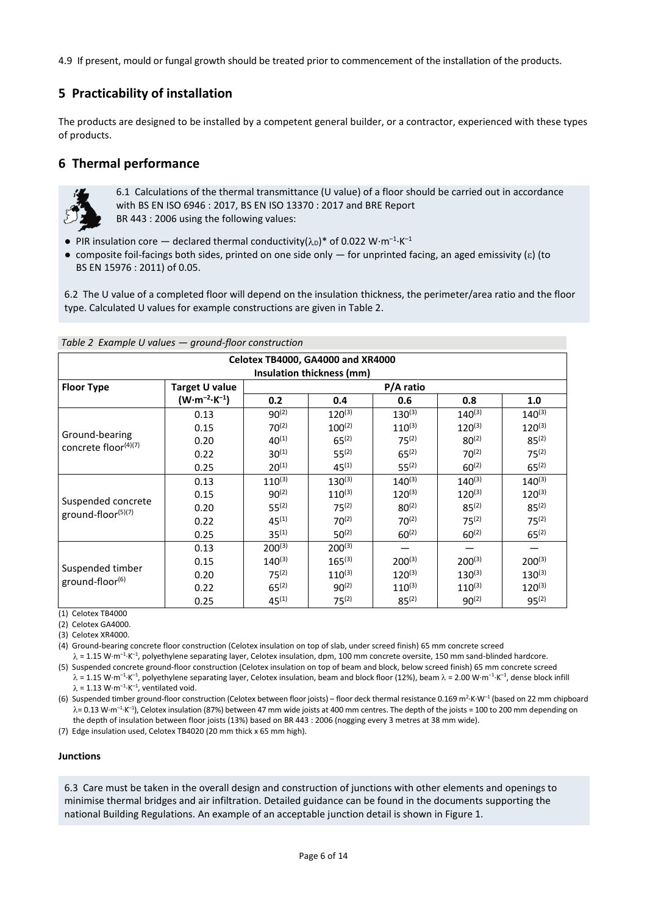4.9 If present, mould or fungal growth should be treated prior to commencement of the installation of the products.

## 5 Practicability of installation

The products are designed to be installed by a competent general builder, or a contractor, experienced with these types of products.

## 6 Thermal performance

6.1 Calculations of the thermal transmittance (U value) of a floor should be carried out in accordance with BS EN ISO 6946 : 2017, BS EN ISO 13370 : 2017 and BRE Report BR 443 : 2006 using the following values:

- PIR insulation core — declared thermal conductivity($\lambda_D$)* of 0.022 $W \cdot m^{-1} \cdot K^{-1}$
- composite foil-facings both sides, printed on one side only — for unprinted facing, an aged emissivity ($\varepsilon$) (to BS EN 15976 : 2011) of 0.05.

6.2 The U value of a completed floor will depend on the insulation thickness, the perimeter/area ratio and the floor type. Calculated U values for example constructions are given in Table 2.

*Table 2 Example U values — ground-floor construction*

| Celotex TB4000, GA4000 and XR4000 Insulation thickness (mm) | | | | | | |
|---|---|---|---|---|---|---|
| **Floor Type** | **Target U value ($W \cdot m^{-2} \cdot K^{-1}$)** | **P/A ratio** | | | | |
| | | **0.2** | **0.4** | **0.6** | **0.8** | **1.0** |
| Ground-bearing concrete floor(4)(7) | 0.13 | 90(2) | 120(3) | 130(3) | 140(3) | 140(3) |
| | 0.15 | 70(2) | 100(2) | 110(3) | 120(3) | 120(3) |
| | 0.20 | 40(1) | 65(2) | 75(2) | 80(2) | 85(2) |
| | 0.22 | 30(1) | 55(2) | 65(2) | 70(2) | 75(2) |
| | 0.25 | 20(1) | 45(1) | 55(2) | 60(2) | 65(2) |
| Suspended concrete ground-floor(5)(7) | 0.13 | 110(3) | 130(3) | 140(3) | 140(3) | 140(3) |
| | 0.15 | 90(2) | 110(3) | 120(3) | 120(3) | 120(3) |
| | 0.20 | 55(2) | 75(2) | 80(2) | 85(2) | 85(2) |
| | 0.22 | 45(1) | 70(2) | 70(2) | 75(2) | 75(2) |
| | 0.25 | 35(1) | 50(2) | 60(2) | 60(2) | 65(2) |
| Suspended timber ground-floor(6) | 0.13 | 200(3) | 200(3) | — | — | — |
| | 0.15 | 140(3) | 165(3) | 200(3) | 200(3) | 200(3) |
| | 0.20 | 75(2) | 110(3) | 120(3) | 130(3) | 130(3) |
| | 0.22 | 65(2) | 90(2) | 110(3) | 110(3) | 120(3) |
| | 0.25 | 45(1) | 75(2) | 85(2) | 90(2) | 95(2) |

(1) Celotex TB4000

(2) Celotex GA4000.

(3) Celotex XR4000.

(4) Ground-bearing concrete floor construction (Celotex insulation on top of slab, under screed finish) 65 mm concrete screed $\lambda$ = 1.15 $W \cdot m^{-1} \cdot K^{-1}$, polyethylene separating layer, Celotex insulation, dpm, 100 mm concrete oversite, 150 mm sand-blinded hardcore.

(5) Suspended concrete ground-floor construction (Celotex insulation on top of beam and block, below screed finish) 65 mm concrete screed $\lambda$ = 1.15 $W \cdot m^{-1} \cdot K^{-1}$, polyethylene separating layer, Celotex insulation, beam and block floor (12%), beam $\lambda$ = 2.00 $W \cdot m^{-1} \cdot K^{-1}$, dense block infill $\lambda$ = 1.13 $W \cdot m^{-1} \cdot K^{-1}$, ventilated void.

(6) Suspended timber ground-floor construction (Celotex between floor joists) – floor deck thermal resistance 0.169 $m^2 \cdot K \cdot W^{-1}$ (based on 22 mm chipboard $\lambda$= 0.13 $W \cdot m^{-1} \cdot K^{-1}$), Celotex insulation (87%) between 47 mm wide joists at 400 mm centres. The depth of the joists = 100 to 200 mm depending on the depth of insulation between floor joists (13%) based on BR 443 : 2006 (nogging every 3 metres at 38 mm wide).

(7) Edge insulation used, Celotex TB4020 (20 mm thick x 65 mm high).

**Junctions**

6.3 Care must be taken in the overall design and construction of junctions with other elements and openings to minimise thermal bridges and air infiltration. Detailed guidance can be found in the documents supporting the national Building Regulations. An example of an acceptable junction detail is shown in Figure 1.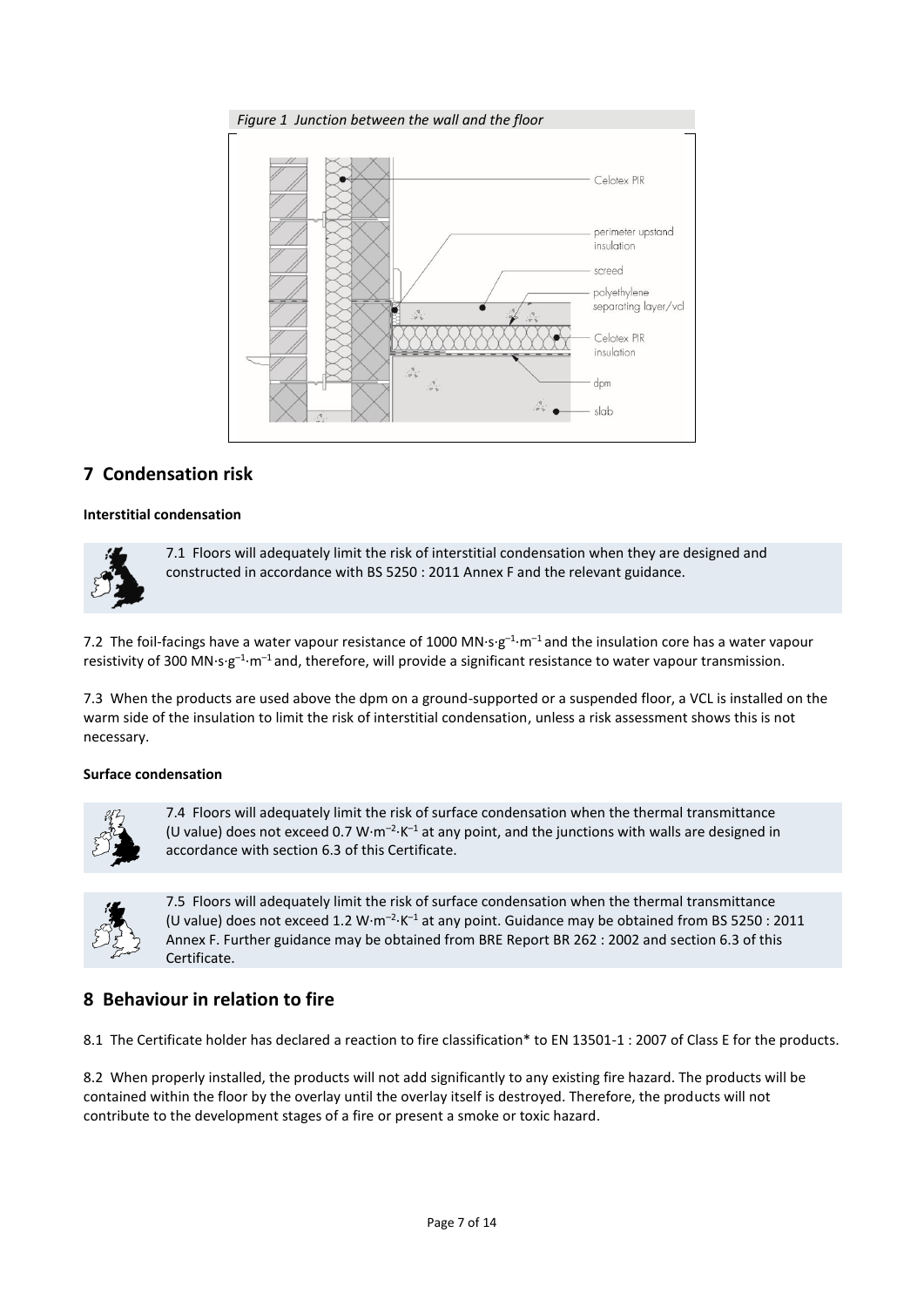*Figure 1 Junction between the wall and the floor*

Celotex PIR

perimeter upstand insulation

screed

polyethylene separating layer/vcl

Celotex PIR insulation

dpm

slab

## 7 Condensation risk

**Interstitial condensation**

7.1 Floors will adequately limit the risk of interstitial condensation when they are designed and constructed in accordance with BS 5250 : 2011 Annex F and the relevant guidance.

7.2 The foil-facings have a water vapour resistance of 1000 $MN{\cdot}s{\cdot}g^{-1}{\cdot}m^{-1}$ and the insulation core has a water vapour resistivity of 300 $MN{\cdot}s{\cdot}g^{-1}{\cdot}m^{-1}$ and, therefore, will provide a significant resistance to water vapour transmission.

7.3 When the products are used above the dpm on a ground-supported or a suspended floor, a VCL is installed on the warm side of the insulation to limit the risk of interstitial condensation, unless a risk assessment shows this is not necessary.

**Surface condensation**

7.4 Floors will adequately limit the risk of surface condensation when the thermal transmittance (U value) does not exceed 0.7 $W{\cdot}m^{-2}{\cdot}K^{-1}$ at any point, and the junctions with walls are designed in accordance with section 6.3 of this Certificate.

7.5 Floors will adequately limit the risk of surface condensation when the thermal transmittance (U value) does not exceed 1.2 $W{\cdot}m^{-2}{\cdot}K^{-1}$ at any point. Guidance may be obtained from BS 5250 : 2011 Annex F. Further guidance may be obtained from BRE Report BR 262 : 2002 and section 6.3 of this Certificate.

## 8 Behaviour in relation to fire

8.1 The Certificate holder has declared a reaction to fire classification* to EN 13501-1 : 2007 of Class E for the products.

8.2 When properly installed, the products will not add significantly to any existing fire hazard. The products will be contained within the floor by the overlay until the overlay itself is destroyed. Therefore, the products will not contribute to the development stages of a fire or present a smoke or toxic hazard.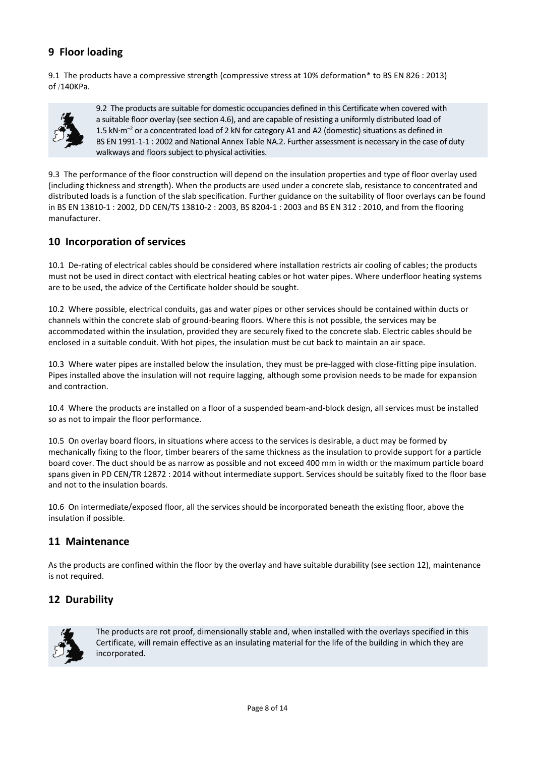## 9 Floor loading

9.1 The products have a compressive strength (compressive stress at 10% deformation* to BS EN 826 : 2013) of /140KPa.

9.2 The products are suitable for domestic occupancies defined in this Certificate when covered with a suitable floor overlay (see section 4.6), and are capable of resisting a uniformly distributed load of 1.5 kN·m$^{-2}$ or a concentrated load of 2 kN for category A1 and A2 (domestic) situations as defined in BS EN 1991-1-1 : 2002 and National Annex Table NA.2. Further assessment is necessary in the case of duty walkways and floors subject to physical activities.

9.3 The performance of the floor construction will depend on the insulation properties and type of floor overlay used (including thickness and strength). When the products are used under a concrete slab, resistance to concentrated and distributed loads is a function of the slab specification. Further guidance on the suitability of floor overlays can be found in BS EN 13810-1 : 2002, DD CEN/TS 13810-2 : 2003, BS 8204-1 : 2003 and BS EN 312 : 2010, and from the flooring manufacturer.

## 10 Incorporation of services

10.1 De-rating of electrical cables should be considered where installation restricts air cooling of cables; the products must not be used in direct contact with electrical heating cables or hot water pipes. Where underfloor heating systems are to be used, the advice of the Certificate holder should be sought.

10.2 Where possible, electrical conduits, gas and water pipes or other services should be contained within ducts or channels within the concrete slab of ground-bearing floors. Where this is not possible, the services may be accommodated within the insulation, provided they are securely fixed to the concrete slab. Electric cables should be enclosed in a suitable conduit. With hot pipes, the insulation must be cut back to maintain an air space.

10.3 Where water pipes are installed below the insulation, they must be pre-lagged with close-fitting pipe insulation. Pipes installed above the insulation will not require lagging, although some provision needs to be made for expansion and contraction.

10.4 Where the products are installed on a floor of a suspended beam-and-block design, all services must be installed so as not to impair the floor performance.

10.5 On overlay board floors, in situations where access to the services is desirable, a duct may be formed by mechanically fixing to the floor, timber bearers of the same thickness as the insulation to provide support for a particle board cover. The duct should be as narrow as possible and not exceed 400 mm in width or the maximum particle board spans given in PD CEN/TR 12872 : 2014 without intermediate support. Services should be suitably fixed to the floor base and not to the insulation boards.

10.6 On intermediate/exposed floor, all the services should be incorporated beneath the existing floor, above the insulation if possible.

## 11 Maintenance

As the products are confined within the floor by the overlay and have suitable durability (see section 12), maintenance is not required.

## 12 Durability

The products are rot proof, dimensionally stable and, when installed with the overlays specified in this Certificate, will remain effective as an insulating material for the life of the building in which they are incorporated.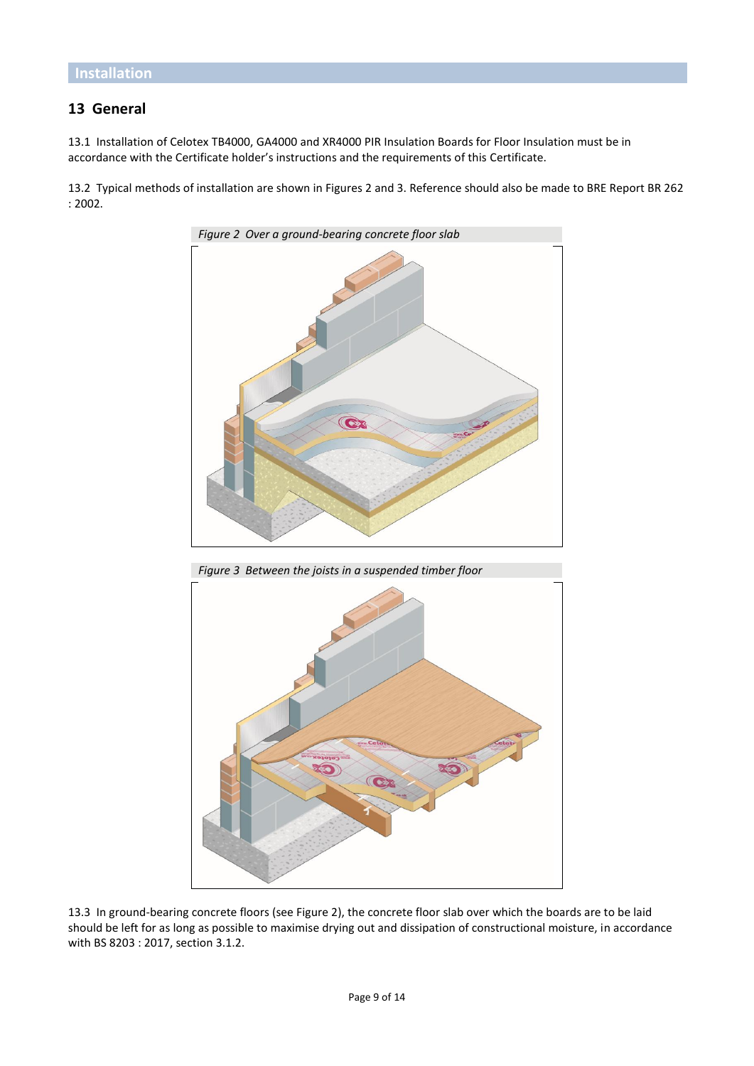## Installation

## 13 General

13.1 Installation of Celotex TB4000, GA4000 and XR4000 PIR Insulation Boards for Floor Insulation must be in accordance with the Certificate holder's instructions and the requirements of this Certificate.

13.2 Typical methods of installation are shown in Figures 2 and 3. Reference should also be made to BRE Report BR 262 : 2002.

*Figure 2 Over a ground-bearing concrete floor slab*

*Figure 3 Between the joists in a suspended timber floor*

13.3 In ground-bearing concrete floors (see Figure 2), the concrete floor slab over which the boards are to be laid should be left for as long as possible to maximise drying out and dissipation of constructional moisture, in accordance with BS 8203 : 2017, section 3.1.2.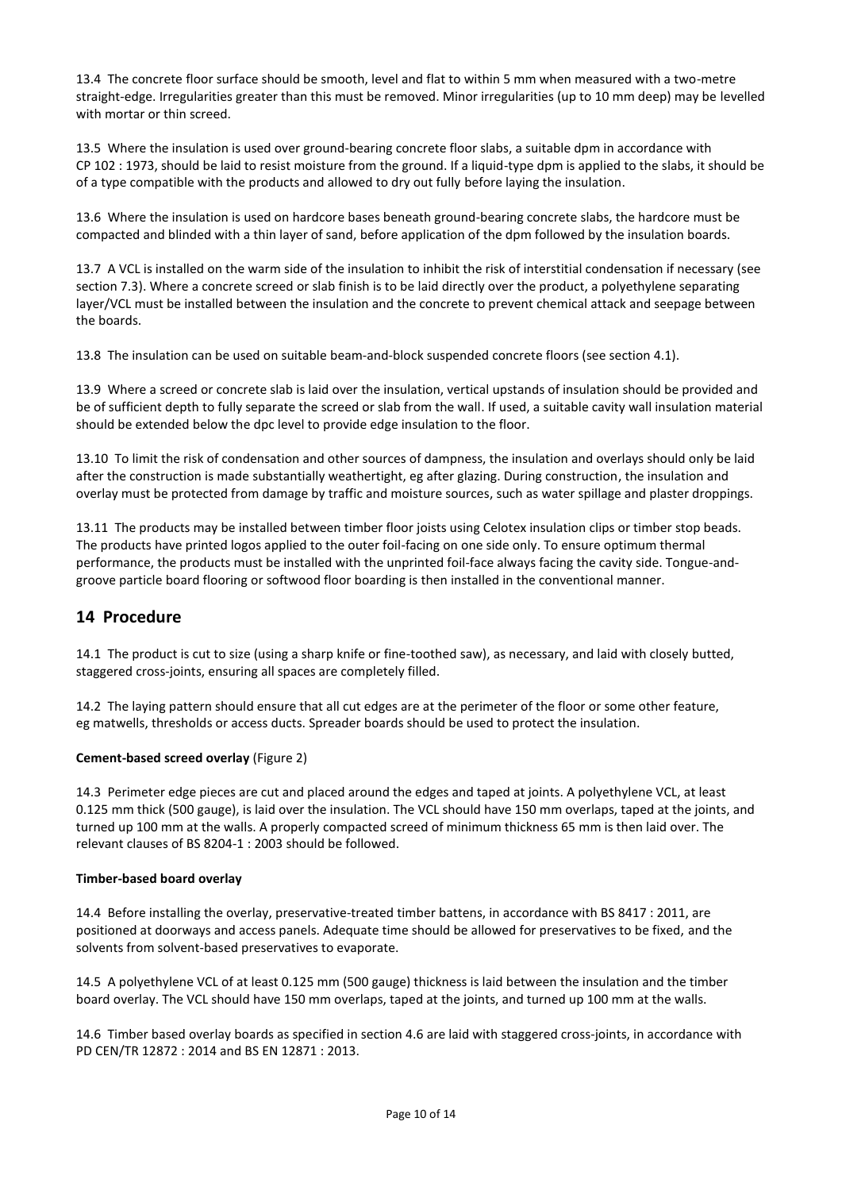13.4 The concrete floor surface should be smooth, level and flat to within 5 mm when measured with a two-metre straight-edge. Irregularities greater than this must be removed. Minor irregularities (up to 10 mm deep) may be levelled with mortar or thin screed.

13.5 Where the insulation is used over ground-bearing concrete floor slabs, a suitable dpm in accordance with CP 102 : 1973, should be laid to resist moisture from the ground. If a liquid-type dpm is applied to the slabs, it should be of a type compatible with the products and allowed to dry out fully before laying the insulation.

13.6 Where the insulation is used on hardcore bases beneath ground-bearing concrete slabs, the hardcore must be compacted and blinded with a thin layer of sand, before application of the dpm followed by the insulation boards.

13.7 A VCL is installed on the warm side of the insulation to inhibit the risk of interstitial condensation if necessary (see section 7.3). Where a concrete screed or slab finish is to be laid directly over the product, a polyethylene separating layer/VCL must be installed between the insulation and the concrete to prevent chemical attack and seepage between the boards.

13.8 The insulation can be used on suitable beam-and-block suspended concrete floors (see section 4.1).

13.9 Where a screed or concrete slab is laid over the insulation, vertical upstands of insulation should be provided and be of sufficient depth to fully separate the screed or slab from the wall. If used, a suitable cavity wall insulation material should be extended below the dpc level to provide edge insulation to the floor.

13.10 To limit the risk of condensation and other sources of dampness, the insulation and overlays should only be laid after the construction is made substantially weathertight, eg after glazing. During construction, the insulation and overlay must be protected from damage by traffic and moisture sources, such as water spillage and plaster droppings.

13.11 The products may be installed between timber floor joists using Celotex insulation clips or timber stop beads. The products have printed logos applied to the outer foil-facing on one side only. To ensure optimum thermal performance, the products must be installed with the unprinted foil-face always facing the cavity side. Tongue-and-groove particle board flooring or softwood floor boarding is then installed in the conventional manner.

## 14 Procedure

14.1 The product is cut to size (using a sharp knife or fine-toothed saw), as necessary, and laid with closely butted, staggered cross-joints, ensuring all spaces are completely filled.

14.2 The laying pattern should ensure that all cut edges are at the perimeter of the floor or some other feature, eg matwells, thresholds or access ducts. Spreader boards should be used to protect the insulation.

**Cement-based screed overlay** (Figure 2)

14.3 Perimeter edge pieces are cut and placed around the edges and taped at joints. A polyethylene VCL, at least 0.125 mm thick (500 gauge), is laid over the insulation. The VCL should have 150 mm overlaps, taped at the joints, and turned up 100 mm at the walls. A properly compacted screed of minimum thickness 65 mm is then laid over. The relevant clauses of BS 8204-1 : 2003 should be followed.

**Timber-based board overlay**

14.4 Before installing the overlay, preservative-treated timber battens, in accordance with BS 8417 : 2011, are positioned at doorways and access panels. Adequate time should be allowed for preservatives to be fixed, and the solvents from solvent-based preservatives to evaporate.

14.5 A polyethylene VCL of at least 0.125 mm (500 gauge) thickness is laid between the insulation and the timber board overlay. The VCL should have 150 mm overlaps, taped at the joints, and turned up 100 mm at the walls.

14.6 Timber based overlay boards as specified in section 4.6 are laid with staggered cross-joints, in accordance with PD CEN/TR 12872 : 2014 and BS EN 12871 : 2013.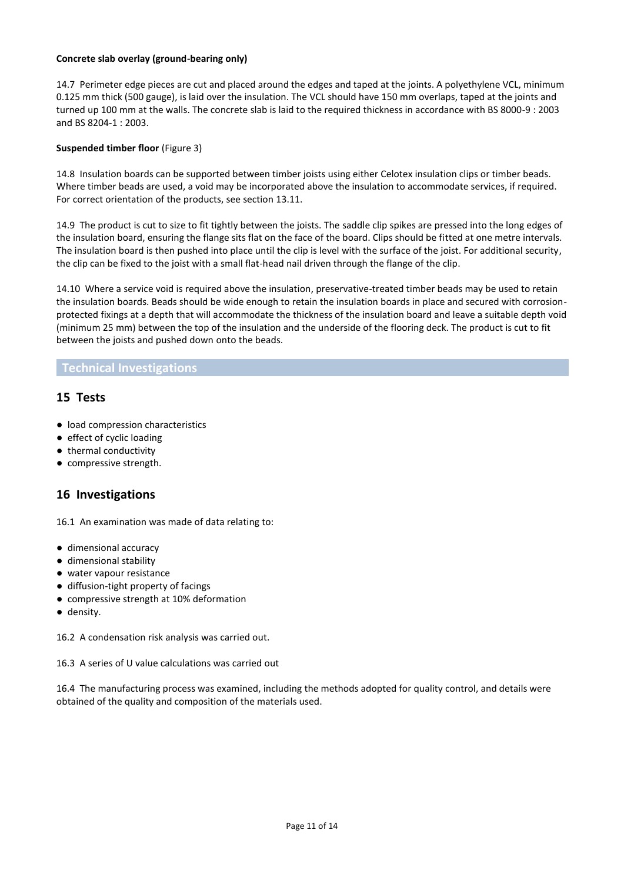**Concrete slab overlay (ground-bearing only)**

14.7 Perimeter edge pieces are cut and placed around the edges and taped at the joints. A polyethylene VCL, minimum 0.125 mm thick (500 gauge), is laid over the insulation. The VCL should have 150 mm overlaps, taped at the joints and turned up 100 mm at the walls. The concrete slab is laid to the required thickness in accordance with BS 8000-9 : 2003 and BS 8204-1 : 2003.

**Suspended timber floor** (Figure 3)

14.8 Insulation boards can be supported between timber joists using either Celotex insulation clips or timber beads. Where timber beads are used, a void may be incorporated above the insulation to accommodate services, if required. For correct orientation of the products, see section 13.11.

14.9 The product is cut to size to fit tightly between the joists. The saddle clip spikes are pressed into the long edges of the insulation board, ensuring the flange sits flat on the face of the board. Clips should be fitted at one metre intervals. The insulation board is then pushed into place until the clip is level with the surface of the joist. For additional security, the clip can be fixed to the joist with a small flat-head nail driven through the flange of the clip.

14.10 Where a service void is required above the insulation, preservative-treated timber beads may be used to retain the insulation boards. Beads should be wide enough to retain the insulation boards in place and secured with corrosion-protected fixings at a depth that will accommodate the thickness of the insulation board and leave a suitable depth void (minimum 25 mm) between the top of the insulation and the underside of the flooring deck. The product is cut to fit between the joists and pushed down onto the beads.

# Technical Investigations

## 15 Tests

- load compression characteristics
- effect of cyclic loading
- thermal conductivity
- compressive strength.

## 16 Investigations

16.1 An examination was made of data relating to:

- dimensional accuracy
- dimensional stability
- water vapour resistance
- diffusion-tight property of facings
- compressive strength at 10% deformation
- density.

16.2 A condensation risk analysis was carried out.

16.3 A series of U value calculations was carried out

16.4 The manufacturing process was examined, including the methods adopted for quality control, and details were obtained of the quality and composition of the materials used.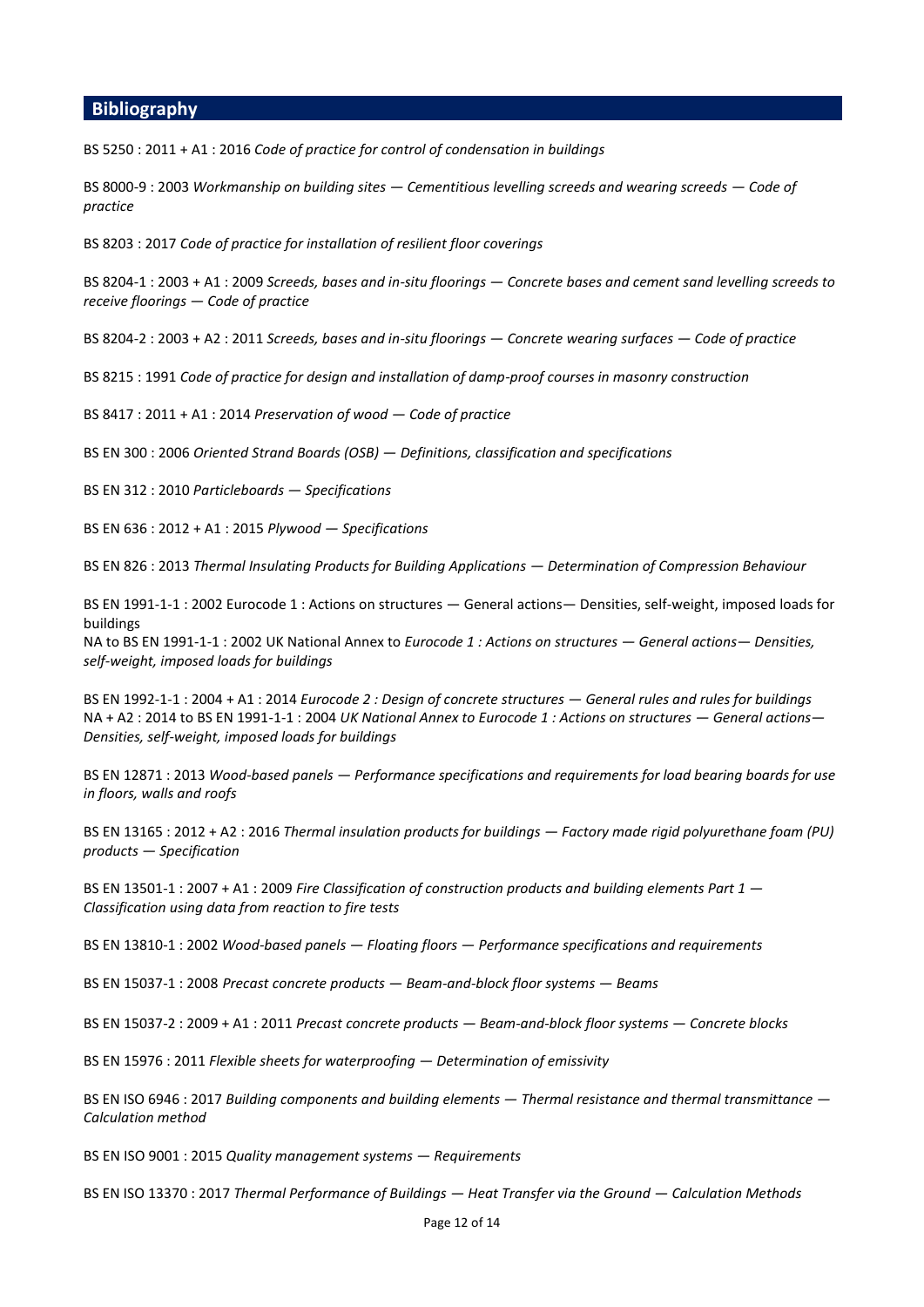## Bibliography

BS 5250 : 2011 + A1 : 2016 *Code of practice for control of condensation in buildings*

BS 8000-9 : 2003 *Workmanship on building sites — Cementitious levelling screeds and wearing screeds — Code of practice*

BS 8203 : 2017 *Code of practice for installation of resilient floor coverings*

BS 8204-1 : 2003 + A1 : 2009 *Screeds, bases and in-situ floorings — Concrete bases and cement sand levelling screeds to receive floorings — Code of practice*

BS 8204-2 : 2003 + A2 : 2011 *Screeds, bases and in-situ floorings — Concrete wearing surfaces — Code of practice*

BS 8215 : 1991 *Code of practice for design and installation of damp-proof courses in masonry construction*

BS 8417 : 2011 + A1 : 2014 *Preservation of wood — Code of practice*

BS EN 300 : 2006 *Oriented Strand Boards (OSB) — Definitions, classification and specifications*

BS EN 312 : 2010 *Particleboards — Specifications*

BS EN 636 : 2012 + A1 : 2015 *Plywood — Specifications*

BS EN 826 : 2013 *Thermal Insulating Products for Building Applications — Determination of Compression Behaviour*

BS EN 1991-1-1 : 2002 Eurocode 1 : Actions on structures — General actions— Densities, self-weight, imposed loads for buildings
NA to BS EN 1991-1-1 : 2002 UK National Annex to *Eurocode 1 : Actions on structures — General actions— Densities, self-weight, imposed loads for buildings*

BS EN 1992-1-1 : 2004 + A1 : 2014 *Eurocode 2 : Design of concrete structures — General rules and rules for buildings*
NA + A2 : 2014 to BS EN 1991-1-1 : 2004 *UK National Annex to Eurocode 1 : Actions on structures — General actions— Densities, self-weight, imposed loads for buildings*

BS EN 12871 : 2013 *Wood-based panels — Performance specifications and requirements for load bearing boards for use in floors, walls and roofs*

BS EN 13165 : 2012 + A2 : 2016 *Thermal insulation products for buildings — Factory made rigid polyurethane foam (PU) products — Specification*

BS EN 13501-1 : 2007 + A1 : 2009 *Fire Classification of construction products and building elements Part 1 — Classification using data from reaction to fire tests*

BS EN 13810-1 : 2002 *Wood-based panels — Floating floors — Performance specifications and requirements*

BS EN 15037-1 : 2008 *Precast concrete products — Beam-and-block floor systems — Beams*

BS EN 15037-2 : 2009 + A1 : 2011 *Precast concrete products — Beam-and-block floor systems — Concrete blocks*

BS EN 15976 : 2011 *Flexible sheets for waterproofing — Determination of emissivity*

BS EN ISO 6946 : 2017 *Building components and building elements — Thermal resistance and thermal transmittance — Calculation method*

BS EN ISO 9001 : 2015 *Quality management systems — Requirements*

BS EN ISO 13370 : 2017 *Thermal Performance of Buildings — Heat Transfer via the Ground — Calculation Methods*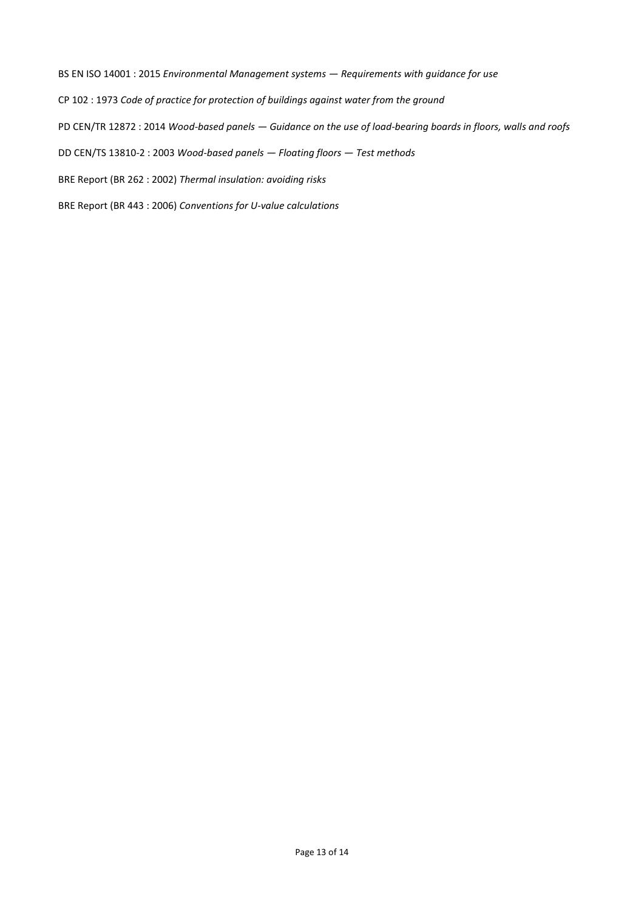BS EN ISO 14001 : 2015 *Environmental Management systems — Requirements with guidance for use*

CP 102 : 1973 *Code of practice for protection of buildings against water from the ground*

PD CEN/TR 12872 : 2014 *Wood-based panels — Guidance on the use of load-bearing boards in floors, walls and roofs*

DD CEN/TS 13810-2 : 2003 *Wood-based panels — Floating floors — Test methods*

BRE Report (BR 262 : 2002) *Thermal insulation: avoiding risks*

BRE Report (BR 443 : 2006) *Conventions for U-value calculations*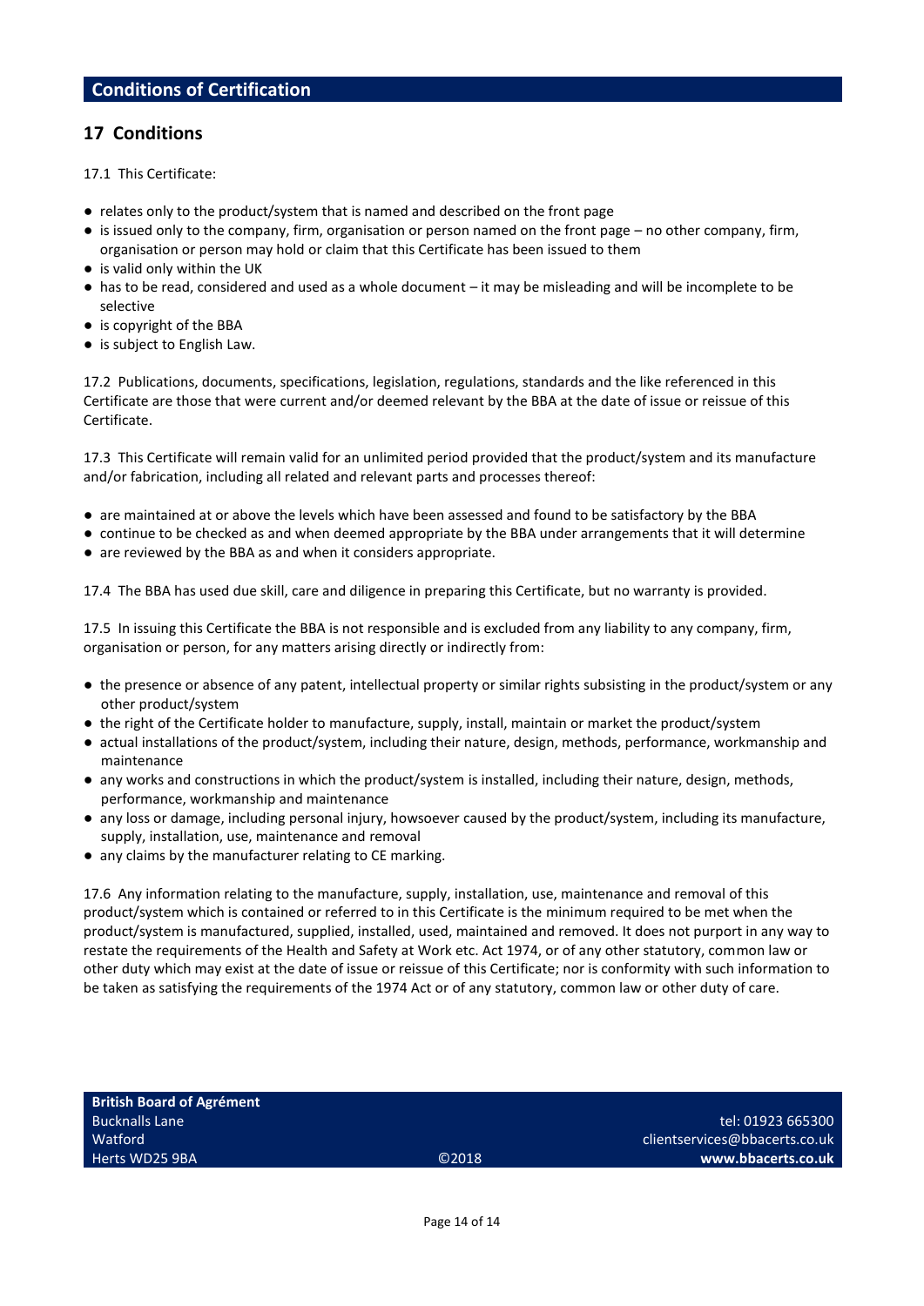## Conditions of Certification

### 17 Conditions

17.1 This Certificate:

- relates only to the product/system that is named and described on the front page
- is issued only to the company, firm, organisation or person named on the front page – no other company, firm, organisation or person may hold or claim that this Certificate has been issued to them
- is valid only within the UK
- has to be read, considered and used as a whole document – it may be misleading and will be incomplete to be selective
- is copyright of the BBA
- is subject to English Law.

17.2 Publications, documents, specifications, legislation, regulations, standards and the like referenced in this Certificate are those that were current and/or deemed relevant by the BBA at the date of issue or reissue of this Certificate.

17.3 This Certificate will remain valid for an unlimited period provided that the product/system and its manufacture and/or fabrication, including all related and relevant parts and processes thereof:

- are maintained at or above the levels which have been assessed and found to be satisfactory by the BBA
- continue to be checked as and when deemed appropriate by the BBA under arrangements that it will determine
- are reviewed by the BBA as and when it considers appropriate.

17.4 The BBA has used due skill, care and diligence in preparing this Certificate, but no warranty is provided.

17.5 In issuing this Certificate the BBA is not responsible and is excluded from any liability to any company, firm, organisation or person, for any matters arising directly or indirectly from:

- the presence or absence of any patent, intellectual property or similar rights subsisting in the product/system or any other product/system
- the right of the Certificate holder to manufacture, supply, install, maintain or market the product/system
- actual installations of the product/system, including their nature, design, methods, performance, workmanship and maintenance
- any works and constructions in which the product/system is installed, including their nature, design, methods, performance, workmanship and maintenance
- any loss or damage, including personal injury, howsoever caused by the product/system, including its manufacture, supply, installation, use, maintenance and removal
- any claims by the manufacturer relating to CE marking.

17.6 Any information relating to the manufacture, supply, installation, use, maintenance and removal of this product/system which is contained or referred to in this Certificate is the minimum required to be met when the product/system is manufactured, supplied, installed, used, maintained and removed. It does not purport in any way to restate the requirements of the Health and Safety at Work etc. Act 1974, or of any other statutory, common law or other duty which may exist at the date of issue or reissue of this Certificate; nor is conformity with such information to be taken as satisfying the requirements of the 1974 Act or of any statutory, common law or other duty of care.

**British Board of Agrément**
Bucknalls Lane
Watford
Herts WD25 9BA

©2018

tel: 01923 665300
clientservices@bbacerts.co.uk
**www.bbacerts.co.uk**